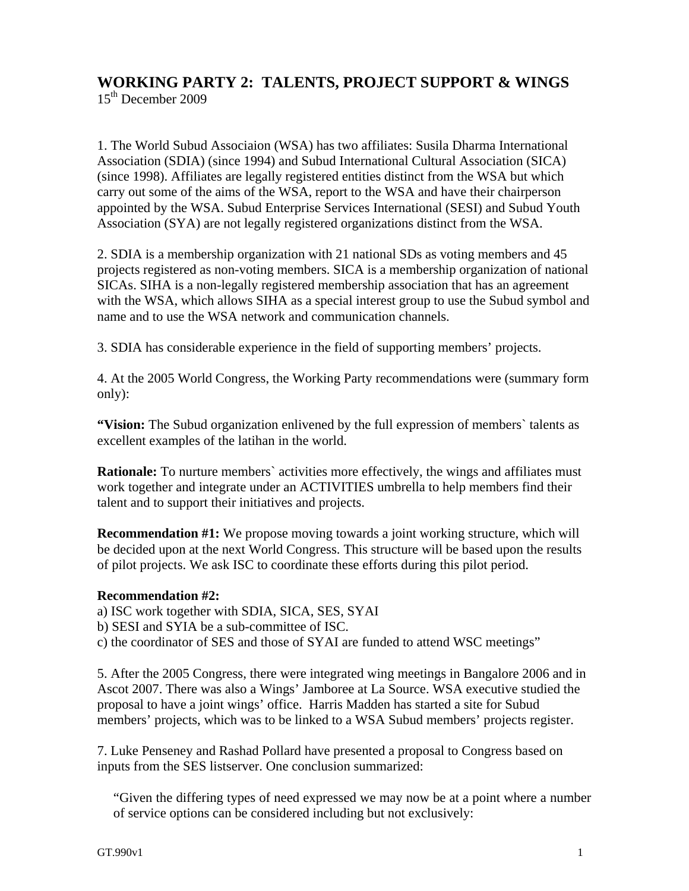# WORKING PARTY 2: TALENTS, PROJECT SUPPORT & WINGS

15th December 2009

1. The World Subud Associaion (WSA) has two affiliates: Susila Dharma International Association (SDIA) (since 1994) and Subud International Cultural Association (SICA) (since 1998). Affiliates are legally registered entities distinct from the WSA but which carry out some of the aims of the WSA, report to the WSA and have their chairperson appointed by the WSA. Subud Enterprise Services International (SESI) and Subud Youth Association (SYA) are not legally registered organizations distinct from the WSA.

2. SDIA is a membership organization with 21 national SDs as voting members and 45 projects registered as non-voting members. SICA is a membership organization of national SICAs. SIHA is a non-legally registered membership association that has an agreement with the WSA, which allows SIHA as a special interest group to use the Subud symbol and name and to use the WSA network and communication channels.

3. SDIA has considerable experience in the field of supporting members' projects.

4. At the 2005 World Congress, the Working Party recommendations were (summary form only):

**"Vision:** The Subud organization enlivened by the full expression of members` talents as excellent examples of the latihan in the world.

**Rationale:** To nurture members` activities more effectively, the wings and affiliates must work together and integrate under an ACTIVITIES umbrella to help members find their talent and to support their initiatives and projects.

**Recommendation #1:** We propose moving towards a joint working structure, which will be decided upon at the next World Congress. This structure will be based upon the results of pilot projects. We ask ISC to coordinate these efforts during this pilot period.

**Recommendation #2:**

a) ISC work together with SDIA, SICA, SES, SYAI
b) SESI and SYIA be a sub-committee of ISC.
c) the coordinator of SES and those of SYAI are funded to attend WSC meetings"

5. After the 2005 Congress, there were integrated wing meetings in Bangalore 2006 and in Ascot 2007. There was also a Wings' Jamboree at La Source. WSA executive studied the proposal to have a joint wings' office. Harris Madden has started a site for Subud members' projects, which was to be linked to a WSA Subud members' projects register.

7. Luke Penseney and Rashad Pollard have presented a proposal to Congress based on inputs from the SES listserver. One conclusion summarized:

> "Given the differing types of need expressed we may now be at a point where a number of service options can be considered including but not exclusively: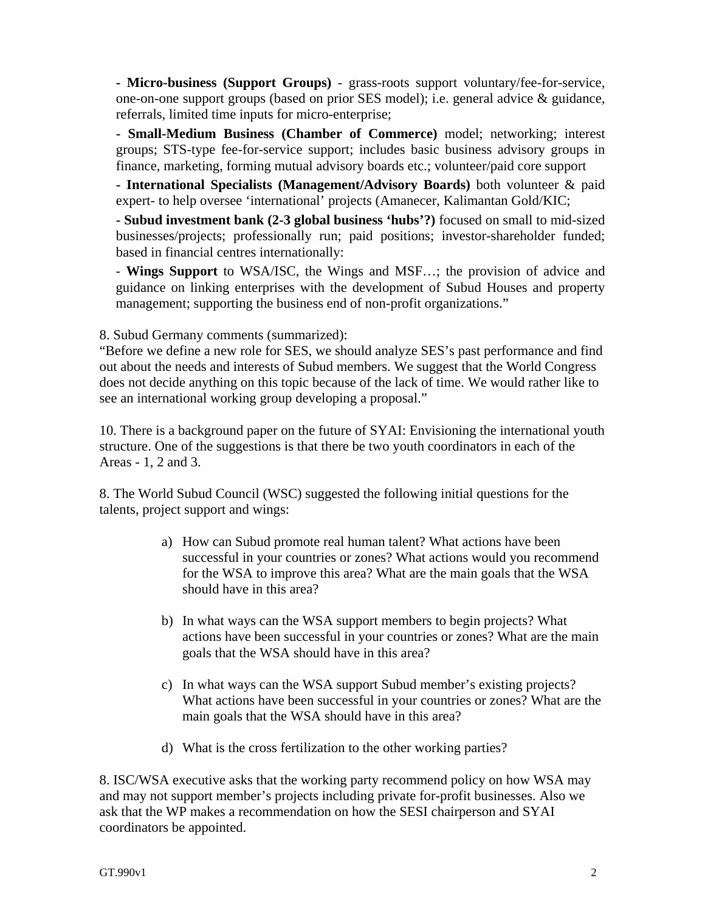- **Micro-business (Support Groups)** - grass-roots support voluntary/fee-for-service, one-on-one support groups (based on prior SES model); i.e. general advice & guidance, referrals, limited time inputs for micro-enterprise;

- **Small-Medium Business (Chamber of Commerce)** model; networking; interest groups; STS-type fee-for-service support; includes basic business advisory groups in finance, marketing, forming mutual advisory boards etc.; volunteer/paid core support

- **International Specialists (Management/Advisory Boards)** both volunteer & paid expert- to help oversee 'international' projects (Amanecer, Kalimantan Gold/KIC;

- **Subud investment bank (2-3 global business 'hubs'?)** focused on small to mid-sized businesses/projects; professionally run; paid positions; investor-shareholder funded; based in financial centres internationally:

- **Wings Support** to WSA/ISC, the Wings and MSF…; the provision of advice and guidance on linking enterprises with the development of Subud Houses and property management; supporting the business end of non-profit organizations."

8. Subud Germany comments (summarized):
"Before we define a new role for SES, we should analyze SES's past performance and find out about the needs and interests of Subud members. We suggest that the World Congress does not decide anything on this topic because of the lack of time. We would rather like to see an international working group developing a proposal."

10. There is a background paper on the future of SYAI: Envisioning the international youth structure. One of the suggestions is that there be two youth coordinators in each of the Areas - 1, 2 and 3.

8. The World Subud Council (WSC) suggested the following initial questions for the talents, project support and wings:

a) How can Subud promote real human talent? What actions have been successful in your countries or zones? What actions would you recommend for the WSA to improve this area? What are the main goals that the WSA should have in this area?

b) In what ways can the WSA support members to begin projects? What actions have been successful in your countries or zones? What are the main goals that the WSA should have in this area?

c) In what ways can the WSA support Subud member's existing projects? What actions have been successful in your countries or zones? What are the main goals that the WSA should have in this area?

d) What is the cross fertilization to the other working parties?

8. ISC/WSA executive asks that the working party recommend policy on how WSA may and may not support member's projects including private for-profit businesses. Also we ask that the WP makes a recommendation on how the SESI chairperson and SYAI coordinators be appointed.